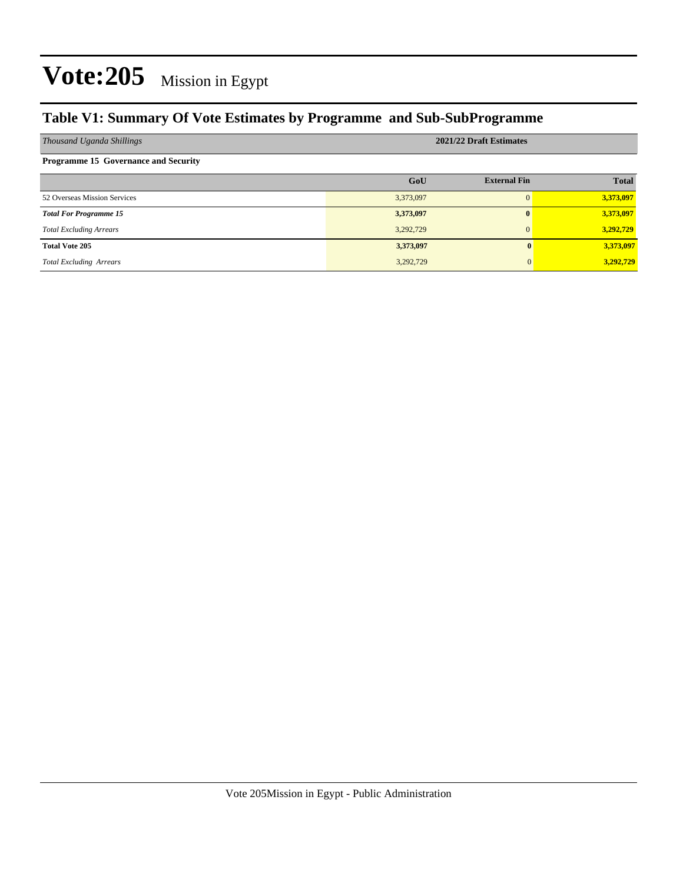# Vote:205 Mission in Egypt

## Table V1: Summary Of Vote Estimates by Programme and Sub-SubProgramme

| *Thousand Uganda Shillings* | 2021/22 Draft Estimates | | |
|---|---|---|---|
| **Programme 15 Governance and Security** | | | |
| | **GoU** | **External Fin** | **Total** |
| 52 Overseas Mission Services | 3,373,097 | 0 | **3,373,097** |
| ***Total For Programme 15*** | **3,373,097** | **0** | **3,373,097** |
| *Total Excluding Arrears* | 3,292,729 | 0 | **3,292,729** |
| **Total Vote 205** | **3,373,097** | **0** | **3,373,097** |
| *Total Excluding Arrears* | 3,292,729 | 0 | **3,292,729** |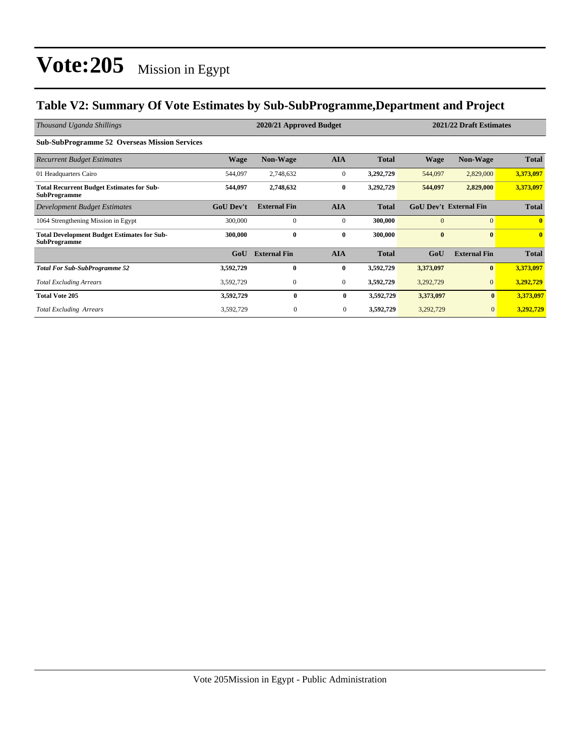# Vote:205 Mission in Egypt

## Table V2: Summary Of Vote Estimates by Sub-SubProgramme,Department and Project

| *Thousand Uganda Shillings* | 2020/21 Approved Budget | | | | 2021/22 Draft Estimates | | |
|---|---|---|---|---|---|---|---|
| **Sub-SubProgramme 52 Overseas Mission Services** | | | | | | | |
| *Recurrent Budget Estimates* | **Wage** | **Non-Wage** | **AIA** | **Total** | **Wage** | **Non-Wage** | **Total** |
| 01 Headquarters Cairo | 544,097 | 2,748,632 | 0 | **3,292,729** | 544,097 | 2,829,000 | **3,373,097** |
| **Total Recurrent Budget Estimates for Sub-SubProgramme** | **544,097** | **2,748,632** | **0** | **3,292,729** | **544,097** | **2,829,000** | **3,373,097** |
| *Development Budget Estimates* | **GoU Dev't** | **External Fin** | **AIA** | **Total** | **GoU Dev't** | **External Fin** | **Total** |
| 1064 Strengthening Mission in Egypt | 300,000 | 0 | 0 | **300,000** | 0 | 0 | **0** |
| **Total Development Budget Estimates for Sub-SubProgramme** | **300,000** | **0** | **0** | **300,000** | **0** | **0** | **0** |
| | **GoU** | **External Fin** | **AIA** | **Total** | **GoU** | **External Fin** | **Total** |
| ***Total For Sub-SubProgramme 52*** | **3,592,729** | **0** | **0** | **3,592,729** | **3,373,097** | **0** | **3,373,097** |
| *Total Excluding Arrears* | 3,592,729 | 0 | 0 | **3,592,729** | 3,292,729 | 0 | **3,292,729** |
| **Total Vote 205** | **3,592,729** | **0** | **0** | **3,592,729** | **3,373,097** | **0** | **3,373,097** |
| *Total Excluding Arrears* | 3,592,729 | 0 | 0 | **3,592,729** | 3,292,729 | 0 | **3,292,729** |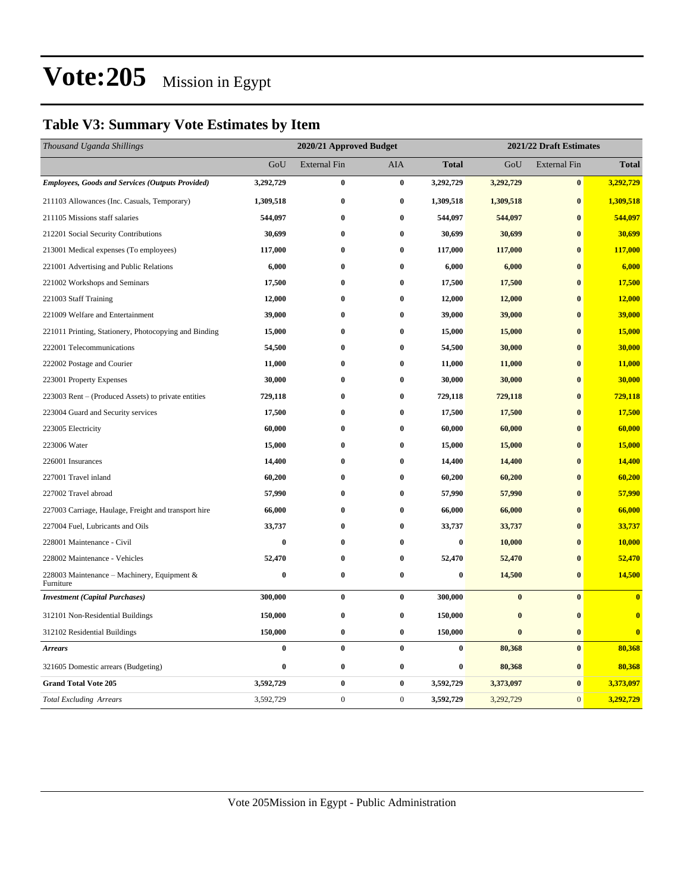# Vote:205 Mission in Egypt

## Table V3: Summary Vote Estimates by Item

| *Thousand Uganda Shillings* | 2020/21 Approved Budget | | | | 2021/22 Draft Estimates | | |
|---|---|---|---|---|---|---|---|
| | GoU | External Fin | AIA | **Total** | GoU | External Fin | **Total** |
| ***Employees, Goods and Services (Outputs Provided)*** | **3,292,729** | **0** | **0** | **3,292,729** | **3,292,729** | **0** | **3,292,729** |
| 211103 Allowances (Inc. Casuals, Temporary) | **1,309,518** | **0** | **0** | **1,309,518** | **1,309,518** | **0** | **1,309,518** |
| 211105 Missions staff salaries | **544,097** | **0** | **0** | **544,097** | **544,097** | **0** | **544,097** |
| 212201 Social Security Contributions | **30,699** | **0** | **0** | **30,699** | **30,699** | **0** | **30,699** |
| 213001 Medical expenses (To employees) | **117,000** | **0** | **0** | **117,000** | **117,000** | **0** | **117,000** |
| 221001 Advertising and Public Relations | **6,000** | **0** | **0** | **6,000** | **6,000** | **0** | **6,000** |
| 221002 Workshops and Seminars | **17,500** | **0** | **0** | **17,500** | **17,500** | **0** | **17,500** |
| 221003 Staff Training | **12,000** | **0** | **0** | **12,000** | **12,000** | **0** | **12,000** |
| 221009 Welfare and Entertainment | **39,000** | **0** | **0** | **39,000** | **39,000** | **0** | **39,000** |
| 221011 Printing, Stationery, Photocopying and Binding | **15,000** | **0** | **0** | **15,000** | **15,000** | **0** | **15,000** |
| 222001 Telecommunications | **54,500** | **0** | **0** | **54,500** | **30,000** | **0** | **30,000** |
| 222002 Postage and Courier | **11,000** | **0** | **0** | **11,000** | **11,000** | **0** | **11,000** |
| 223001 Property Expenses | **30,000** | **0** | **0** | **30,000** | **30,000** | **0** | **30,000** |
| 223003 Rent – (Produced Assets) to private entities | **729,118** | **0** | **0** | **729,118** | **729,118** | **0** | **729,118** |
| 223004 Guard and Security services | **17,500** | **0** | **0** | **17,500** | **17,500** | **0** | **17,500** |
| 223005 Electricity | **60,000** | **0** | **0** | **60,000** | **60,000** | **0** | **60,000** |
| 223006 Water | **15,000** | **0** | **0** | **15,000** | **15,000** | **0** | **15,000** |
| 226001 Insurances | **14,400** | **0** | **0** | **14,400** | **14,400** | **0** | **14,400** |
| 227001 Travel inland | **60,200** | **0** | **0** | **60,200** | **60,200** | **0** | **60,200** |
| 227002 Travel abroad | **57,990** | **0** | **0** | **57,990** | **57,990** | **0** | **57,990** |
| 227003 Carriage, Haulage, Freight and transport hire | **66,000** | **0** | **0** | **66,000** | **66,000** | **0** | **66,000** |
| 227004 Fuel, Lubricants and Oils | **33,737** | **0** | **0** | **33,737** | **33,737** | **0** | **33,737** |
| 228001 Maintenance - Civil | **0** | **0** | **0** | **0** | **10,000** | **0** | **10,000** |
| 228002 Maintenance - Vehicles | **52,470** | **0** | **0** | **52,470** | **52,470** | **0** | **52,470** |
| 228003 Maintenance – Machinery, Equipment & Furniture | **0** | **0** | **0** | **0** | **14,500** | **0** | **14,500** |
| ***Investment (Capital Purchases)*** | **300,000** | **0** | **0** | **300,000** | **0** | **0** | **0** |
| 312101 Non-Residential Buildings | **150,000** | **0** | **0** | **150,000** | **0** | **0** | **0** |
| 312102 Residential Buildings | **150,000** | **0** | **0** | **150,000** | **0** | **0** | **0** |
| ***Arrears*** | **0** | **0** | **0** | **0** | **80,368** | **0** | **80,368** |
| 321605 Domestic arrears (Budgeting) | **0** | **0** | **0** | **0** | **80,368** | **0** | **80,368** |
| **Grand Total Vote 205** | **3,592,729** | **0** | **0** | **3,592,729** | **3,373,097** | **0** | **3,373,097** |
| *Total Excluding Arrears* | 3,592,729 | 0 | 0 | **3,592,729** | 3,292,729 | 0 | **3,292,729** |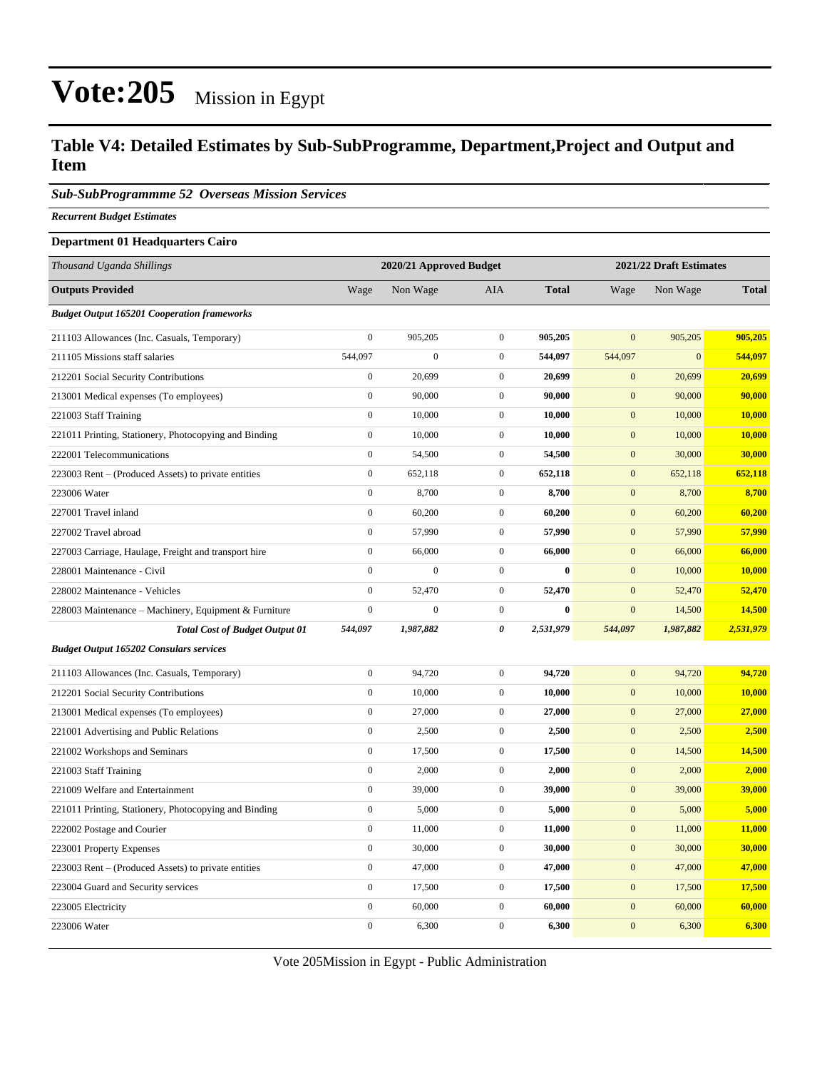# Vote:205 Mission in Egypt

## Table V4: Detailed Estimates by Sub-SubProgramme, Department,Project and Output and Item

### *Sub-SubProgrammme 52 Overseas Mission Services*

***Recurrent Budget Estimates***

**Department 01 Headquarters Cairo**

| *Thousand Uganda Shillings* | 2020/21 Approved Budget | | | | 2021/22 Draft Estimates | | |
|---|---|---|---|---|---|---|---|
| **Outputs Provided** | Wage | Non Wage | AIA | **Total** | Wage | Non Wage | **Total** |
| ***Budget Output 165201 Cooperation frameworks*** | | | | | | | |
| 211103 Allowances (Inc. Casuals, Temporary) | 0 | 905,205 | 0 | **905,205** | 0 | 905,205 | **905,205** |
| 211105 Missions staff salaries | 544,097 | 0 | 0 | **544,097** | 544,097 | 0 | **544,097** |
| 212201 Social Security Contributions | 0 | 20,699 | 0 | **20,699** | 0 | 20,699 | **20,699** |
| 213001 Medical expenses (To employees) | 0 | 90,000 | 0 | **90,000** | 0 | 90,000 | **90,000** |
| 221003 Staff Training | 0 | 10,000 | 0 | **10,000** | 0 | 10,000 | **10,000** |
| 221011 Printing, Stationery, Photocopying and Binding | 0 | 10,000 | 0 | **10,000** | 0 | 10,000 | **10,000** |
| 222001 Telecommunications | 0 | 54,500 | 0 | **54,500** | 0 | 30,000 | **30,000** |
| 223003 Rent – (Produced Assets) to private entities | 0 | 652,118 | 0 | **652,118** | 0 | 652,118 | **652,118** |
| 223006 Water | 0 | 8,700 | 0 | **8,700** | 0 | 8,700 | **8,700** |
| 227001 Travel inland | 0 | 60,200 | 0 | **60,200** | 0 | 60,200 | **60,200** |
| 227002 Travel abroad | 0 | 57,990 | 0 | **57,990** | 0 | 57,990 | **57,990** |
| 227003 Carriage, Haulage, Freight and transport hire | 0 | 66,000 | 0 | **66,000** | 0 | 66,000 | **66,000** |
| 228001 Maintenance - Civil | 0 | 0 | 0 | **0** | 0 | 10,000 | **10,000** |
| 228002 Maintenance - Vehicles | 0 | 52,470 | 0 | **52,470** | 0 | 52,470 | **52,470** |
| 228003 Maintenance – Machinery, Equipment & Furniture | 0 | 0 | 0 | **0** | 0 | 14,500 | **14,500** |
| ***Total Cost of Budget Output 01*** | ***544,097*** | ***1,987,882*** | ***0*** | ***2,531,979*** | ***544,097*** | ***1,987,882*** | ***2,531,979*** |
| ***Budget Output 165202 Consulars services*** | | | | | | | |
| 211103 Allowances (Inc. Casuals, Temporary) | 0 | 94,720 | 0 | **94,720** | 0 | 94,720 | **94,720** |
| 212201 Social Security Contributions | 0 | 10,000 | 0 | **10,000** | 0 | 10,000 | **10,000** |
| 213001 Medical expenses (To employees) | 0 | 27,000 | 0 | **27,000** | 0 | 27,000 | **27,000** |
| 221001 Advertising and Public Relations | 0 | 2,500 | 0 | **2,500** | 0 | 2,500 | **2,500** |
| 221002 Workshops and Seminars | 0 | 17,500 | 0 | **17,500** | 0 | 14,500 | **14,500** |
| 221003 Staff Training | 0 | 2,000 | 0 | **2,000** | 0 | 2,000 | **2,000** |
| 221009 Welfare and Entertainment | 0 | 39,000 | 0 | **39,000** | 0 | 39,000 | **39,000** |
| 221011 Printing, Stationery, Photocopying and Binding | 0 | 5,000 | 0 | **5,000** | 0 | 5,000 | **5,000** |
| 222002 Postage and Courier | 0 | 11,000 | 0 | **11,000** | 0 | 11,000 | **11,000** |
| 223001 Property Expenses | 0 | 30,000 | 0 | **30,000** | 0 | 30,000 | **30,000** |
| 223003 Rent – (Produced Assets) to private entities | 0 | 47,000 | 0 | **47,000** | 0 | 47,000 | **47,000** |
| 223004 Guard and Security services | 0 | 17,500 | 0 | **17,500** | 0 | 17,500 | **17,500** |
| 223005 Electricity | 0 | 60,000 | 0 | **60,000** | 0 | 60,000 | **60,000** |
| 223006 Water | 0 | 6,300 | 0 | **6,300** | 0 | 6,300 | **6,300** |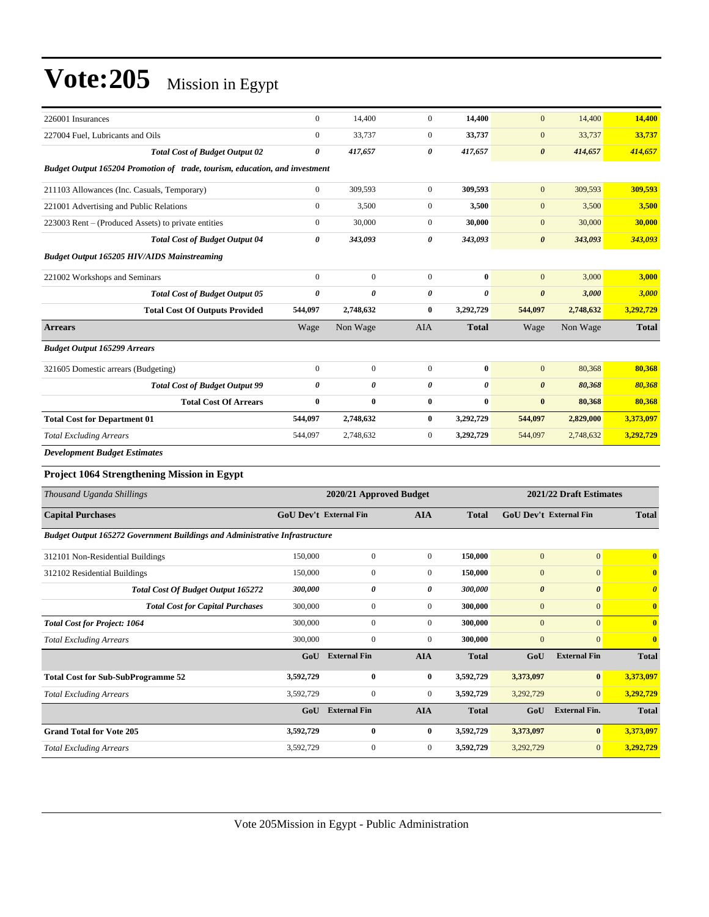# Vote:205 Mission in Egypt

| | | | | | | | |
|---|---|---|---|---|---|---|---|
| 226001 Insurances | 0 | 14,400 | 0 | **14,400** | 0 | 14,400 | **14,400** |
| 227004 Fuel, Lubricants and Oils | 0 | 33,737 | 0 | **33,737** | 0 | 33,737 | **33,737** |
| ***Total Cost of Budget Output 02*** | ***0*** | ***417,657*** | ***0*** | ***417,657*** | ***0*** | ***414,657*** | ***414,657*** |
| ***Budget Output 165204 Promotion of trade, tourism, education, and investment*** | | | | | | | |
| 211103 Allowances (Inc. Casuals, Temporary) | 0 | 309,593 | 0 | **309,593** | 0 | 309,593 | **309,593** |
| 221001 Advertising and Public Relations | 0 | 3,500 | 0 | **3,500** | 0 | 3,500 | **3,500** |
| 223003 Rent – (Produced Assets) to private entities | 0 | 30,000 | 0 | **30,000** | 0 | 30,000 | **30,000** |
| ***Total Cost of Budget Output 04*** | ***0*** | ***343,093*** | ***0*** | ***343,093*** | ***0*** | ***343,093*** | ***343,093*** |
| ***Budget Output 165205 HIV/AIDS Mainstreaming*** | | | | | | | |
| 221002 Workshops and Seminars | 0 | 0 | 0 | **0** | 0 | 3,000 | **3,000** |
| ***Total Cost of Budget Output 05*** | ***0*** | ***0*** | ***0*** | ***0*** | ***0*** | ***3,000*** | ***3,000*** |
| **Total Cost Of Outputs Provided** | **544,097** | **2,748,632** | **0** | **3,292,729** | **544,097** | **2,748,632** | **3,292,729** |
| **Arrears** | Wage | Non Wage | AIA | **Total** | Wage | Non Wage | **Total** |
| ***Budget Output 165299 Arrears*** | | | | | | | |
| 321605 Domestic arrears (Budgeting) | 0 | 0 | 0 | **0** | 0 | 80,368 | **80,368** |
| ***Total Cost of Budget Output 99*** | ***0*** | ***0*** | ***0*** | ***0*** | ***0*** | ***80,368*** | ***80,368*** |
| **Total Cost Of Arrears** | **0** | **0** | **0** | **0** | **0** | **80,368** | **80,368** |
| **Total Cost for Department 01** | **544,097** | **2,748,632** | **0** | **3,292,729** | **544,097** | **2,829,000** | **3,373,097** |
| *Total Excluding Arrears* | 544,097 | 2,748,632 | 0 | **3,292,729** | 544,097 | 2,748,632 | **3,292,729** |

***Development Budget Estimates***

### Project 1064 Strengthening Mission in Egypt

| *Thousand Uganda Shillings* | 2020/21 Approved Budget | | | | 2021/22 Draft Estimates | | |
|---|---|---|---|---|---|---|---|
| **Capital Purchases** | **GoU Dev't** | **External Fin** | **AIA** | **Total** | **GoU Dev't** | **External Fin** | **Total** |
| ***Budget Output 165272 Government Buildings and Administrative Infrastructure*** | | | | | | | |
| 312101 Non-Residential Buildings | 150,000 | 0 | 0 | **150,000** | 0 | 0 | **0** |
| 312102 Residential Buildings | 150,000 | 0 | 0 | **150,000** | 0 | 0 | **0** |
| ***Total Cost Of Budget Output 165272*** | ***300,000*** | ***0*** | ***0*** | ***300,000*** | ***0*** | ***0*** | ***0*** |
| ***Total Cost for Capital Purchases*** | 300,000 | 0 | 0 | **300,000** | 0 | 0 | **0** |
| ***Total Cost for Project: 1064*** | 300,000 | 0 | 0 | **300,000** | 0 | 0 | **0** |
| *Total Excluding Arrears* | 300,000 | 0 | 0 | **300,000** | 0 | 0 | **0** |
| | **GoU** | **External Fin** | **AIA** | **Total** | **GoU** | **External Fin** | **Total** |
| **Total Cost for Sub-SubProgramme 52** | **3,592,729** | **0** | **0** | **3,592,729** | **3,373,097** | **0** | **3,373,097** |
| *Total Excluding Arrears* | 3,592,729 | 0 | 0 | **3,592,729** | 3,292,729 | 0 | **3,292,729** |
| | **GoU** | **External Fin** | **AIA** | **Total** | **GoU** | **External Fin.** | **Total** |
| **Grand Total for Vote 205** | **3,592,729** | **0** | **0** | **3,592,729** | **3,373,097** | **0** | **3,373,097** |
| *Total Excluding Arrears* | 3,592,729 | 0 | 0 | **3,592,729** | 3,292,729 | 0 | **3,292,729** |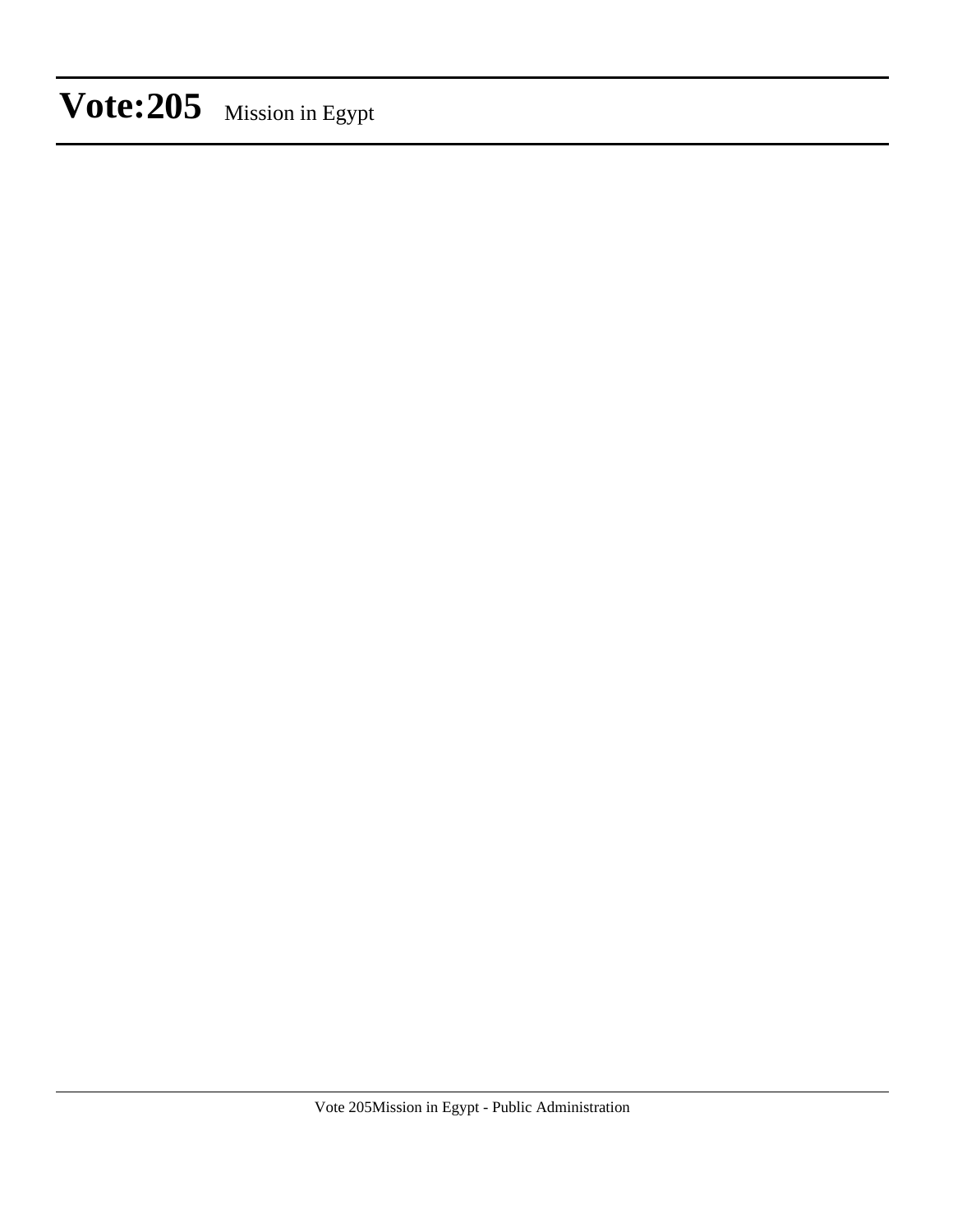# Vote:205 Mission in Egypt